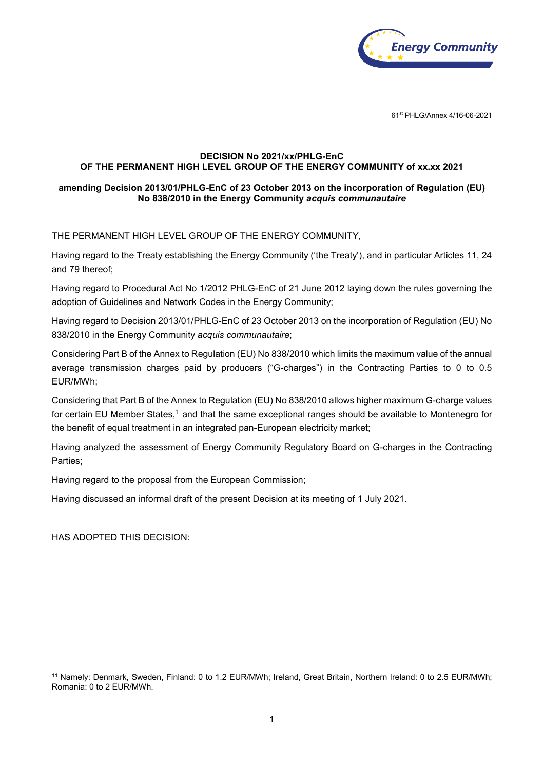61st PHLG/Annex 4/16-06-2021

**DECISION No 2021/xx/PHLG-EnC**
**OF THE PERMANENT HIGH LEVEL GROUP OF THE ENERGY COMMUNITY of xx.xx 2021**

**amending Decision 2013/01/PHLG-EnC of 23 October 2013 on the incorporation of Regulation (EU) No 838/2010 in the Energy Community *acquis communautaire***

THE PERMANENT HIGH LEVEL GROUP OF THE ENERGY COMMUNITY,

Having regard to the Treaty establishing the Energy Community ('the Treaty'), and in particular Articles 11, 24 and 79 thereof;

Having regard to Procedural Act No 1/2012 PHLG-EnC of 21 June 2012 laying down the rules governing the adoption of Guidelines and Network Codes in the Energy Community;

Having regard to Decision 2013/01/PHLG-EnC of 23 October 2013 on the incorporation of Regulation (EU) No 838/2010 in the Energy Community *acquis communautaire*;

Considering Part B of the Annex to Regulation (EU) No 838/2010 which limits the maximum value of the annual average transmission charges paid by producers ("G-charges") in the Contracting Parties to 0 to 0.5 EUR/MWh;

Considering that Part B of the Annex to Regulation (EU) No 838/2010 allows higher maximum G-charge values for certain EU Member States,[1] and that the same exceptional ranges should be available to Montenegro for the benefit of equal treatment in an integrated pan-European electricity market;

Having analyzed the assessment of Energy Community Regulatory Board on G-charges in the Contracting Parties;

Having regard to the proposal from the European Commission;

Having discussed an informal draft of the present Decision at its meeting of 1 July 2021.

HAS ADOPTED THIS DECISION:

---

[1] Namely: Denmark, Sweden, Finland: 0 to 1.2 EUR/MWh; Ireland, Great Britain, Northern Ireland: 0 to 2.5 EUR/MWh; Romania: 0 to 2 EUR/MWh.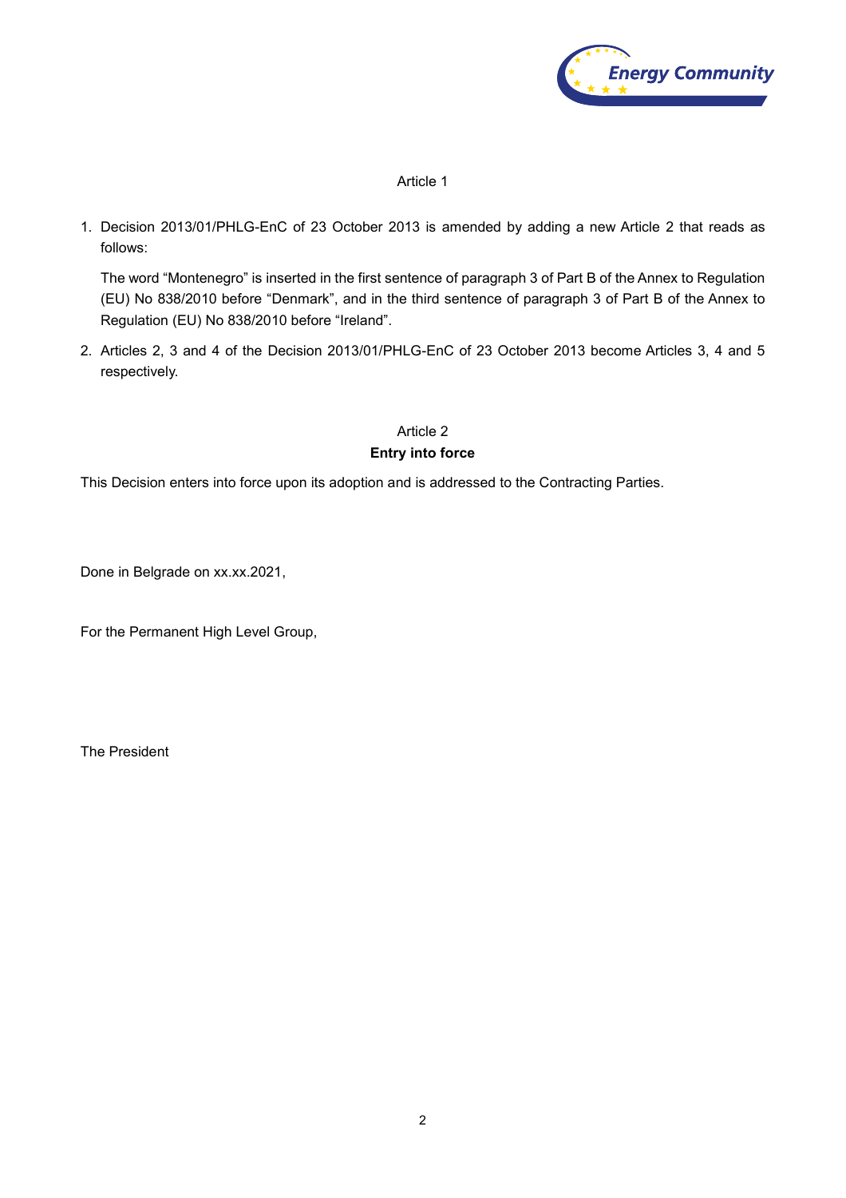Article 1

1. Decision 2013/01/PHLG-EnC of 23 October 2013 is amended by adding a new Article 2 that reads as follows:

   The word "Montenegro" is inserted in the first sentence of paragraph 3 of Part B of the Annex to Regulation (EU) No 838/2010 before "Denmark", and in the third sentence of paragraph 3 of Part B of the Annex to Regulation (EU) No 838/2010 before "Ireland".

2. Articles 2, 3 and 4 of the Decision 2013/01/PHLG-EnC of 23 October 2013 become Articles 3, 4 and 5 respectively.

Article 2

**Entry into force**

This Decision enters into force upon its adoption and is addressed to the Contracting Parties.

Done in Belgrade on xx.xx.2021,

For the Permanent High Level Group,

The President